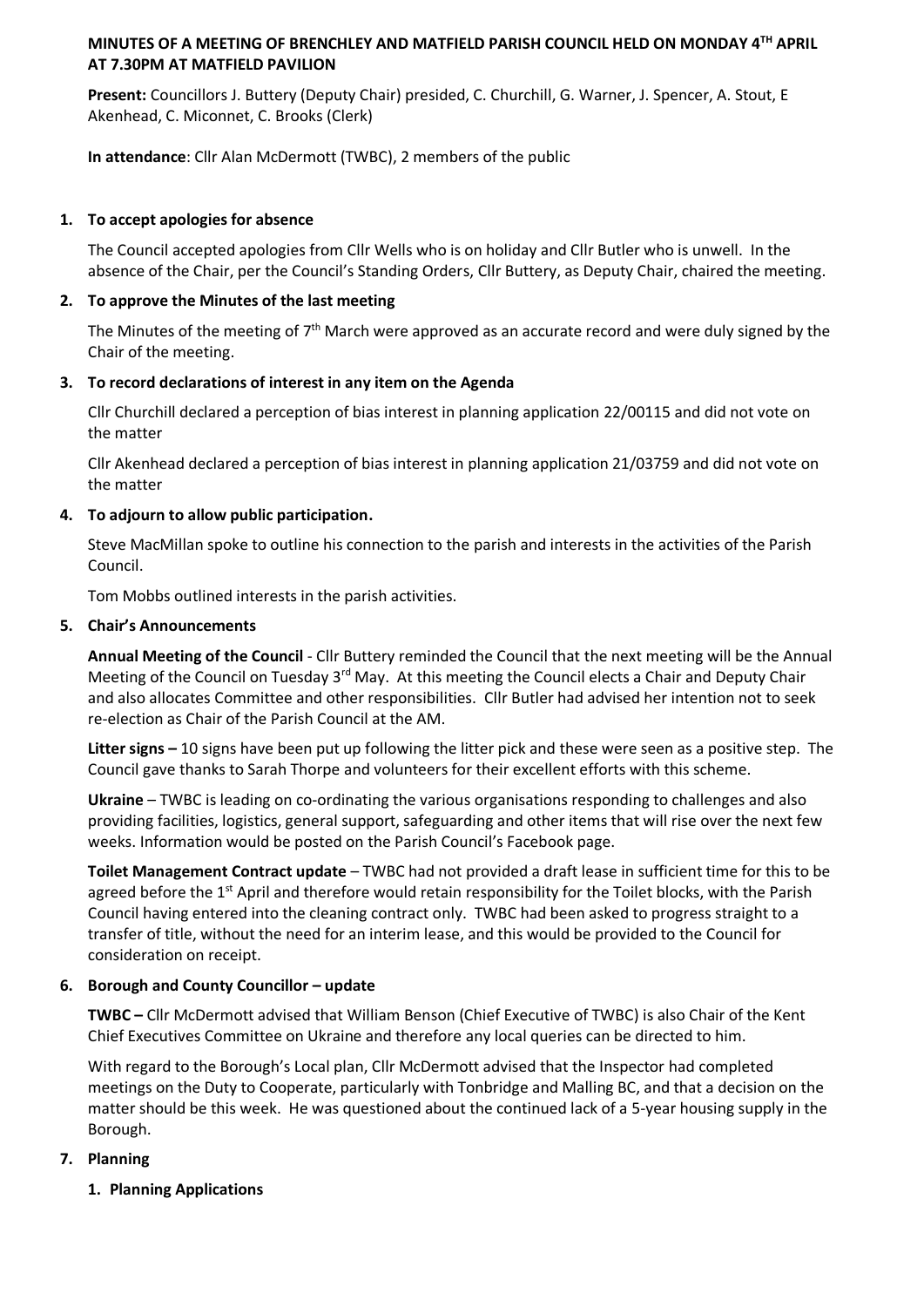**MINUTES OF A MEETING OF BRENCHLEY AND MATFIELD PARISH COUNCIL HELD ON MONDAY 4TH APRIL AT 7.30PM AT MATFIELD PAVILION**

**Present:** Councillors J. Buttery (Deputy Chair) presided, C. Churchill, G. Warner, J. Spencer, A. Stout, E Akenhead, C. Miconnet, C. Brooks (Clerk)

**In attendance**: Cllr Alan McDermott (TWBC), 2 members of the public

1. **To accept apologies for absence**

   The Council accepted apologies from Cllr Wells who is on holiday and Cllr Butler who is unwell. In the absence of the Chair, per the Council's Standing Orders, Cllr Buttery, as Deputy Chair, chaired the meeting.

2. **To approve the Minutes of the last meeting**

   The Minutes of the meeting of 7th March were approved as an accurate record and were duly signed by the Chair of the meeting.

3. **To record declarations of interest in any item on the Agenda**

   Cllr Churchill declared a perception of bias interest in planning application 22/00115 and did not vote on the matter

   Cllr Akenhead declared a perception of bias interest in planning application 21/03759 and did not vote on the matter

4. **To adjourn to allow public participation.**

   Steve MacMillan spoke to outline his connection to the parish and interests in the activities of the Parish Council.

   Tom Mobbs outlined interests in the parish activities.

5. **Chair's Announcements**

   **Annual Meeting of the Council** - Cllr Buttery reminded the Council that the next meeting will be the Annual Meeting of the Council on Tuesday 3rd May. At this meeting the Council elects a Chair and Deputy Chair and also allocates Committee and other responsibilities. Cllr Butler had advised her intention not to seek re-election as Chair of the Parish Council at the AM.

   **Litter signs –** 10 signs have been put up following the litter pick and these were seen as a positive step. The Council gave thanks to Sarah Thorpe and volunteers for their excellent efforts with this scheme.

   **Ukraine** – TWBC is leading on co-ordinating the various organisations responding to challenges and also providing facilities, logistics, general support, safeguarding and other items that will rise over the next few weeks. Information would be posted on the Parish Council's Facebook page.

   **Toilet Management Contract update** – TWBC had not provided a draft lease in sufficient time for this to be agreed before the 1st April and therefore would retain responsibility for the Toilet blocks, with the Parish Council having entered into the cleaning contract only. TWBC had been asked to progress straight to a transfer of title, without the need for an interim lease, and this would be provided to the Council for consideration on receipt.

6. **Borough and County Councillor – update**

   **TWBC –** Cllr McDermott advised that William Benson (Chief Executive of TWBC) is also Chair of the Kent Chief Executives Committee on Ukraine and therefore any local queries can be directed to him.

   With regard to the Borough's Local plan, Cllr McDermott advised that the Inspector had completed meetings on the Duty to Cooperate, particularly with Tonbridge and Malling BC, and that a decision on the matter should be this week. He was questioned about the continued lack of a 5-year housing supply in the Borough.

7. **Planning**

   1. **Planning Applications**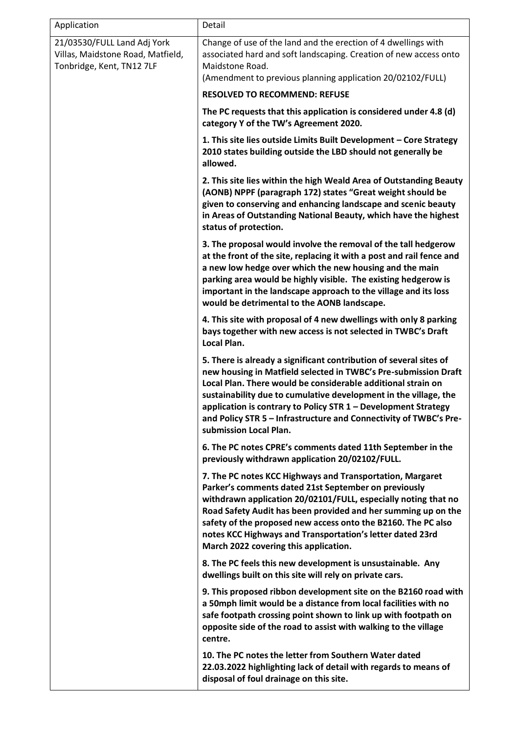| Application | Detail |
|---|---|
| 21/03530/FULL Land Adj York Villas, Maidstone Road, Matfield, Tonbridge, Kent, TN12 7LF | Change of use of the land and the erection of 4 dwellings with associated hard and soft landscaping. Creation of new access onto Maidstone Road.<br>(Amendment to previous planning application 20/02102/FULL)<br><br>**RESOLVED TO RECOMMEND: REFUSE**<br><br>**The PC requests that this application is considered under 4.8 (d) category Y of the TW's Agreement 2020.**<br><br>**1. This site lies outside Limits Built Development – Core Strategy 2010 states building outside the LBD should not generally be allowed.**<br><br>**2. This site lies within the high Weald Area of Outstanding Beauty (AONB) NPPF (paragraph 172) states "Great weight should be given to conserving and enhancing landscape and scenic beauty in Areas of Outstanding National Beauty, which have the highest status of protection.**<br><br>**3. The proposal would involve the removal of the tall hedgerow at the front of the site, replacing it with a post and rail fence and a new low hedge over which the new housing and the main parking area would be highly visible. The existing hedgerow is important in the landscape approach to the village and its loss would be detrimental to the AONB landscape.**<br><br>**4. This site with proposal of 4 new dwellings with only 8 parking bays together with new access is not selected in TWBC's Draft Local Plan.**<br><br>**5. There is already a significant contribution of several sites of new housing in Matfield selected in TWBC's Pre-submission Draft Local Plan. There would be considerable additional strain on sustainability due to cumulative development in the village, the application is contrary to Policy STR 1 – Development Strategy and Policy STR 5 – Infrastructure and Connectivity of TWBC's Pre-submission Local Plan.**<br><br>**6. The PC notes CPRE's comments dated 11th September in the previously withdrawn application 20/02102/FULL.**<br><br>**7. The PC notes KCC Highways and Transportation, Margaret Parker's comments dated 21st September on previously withdrawn application 20/02101/FULL, especially noting that no Road Safety Audit has been provided and her summing up on the safety of the proposed new access onto the B2160. The PC also notes KCC Highways and Transportation's letter dated 23rd March 2022 covering this application.**<br><br>**8. The PC feels this new development is unsustainable. Any dwellings built on this site will rely on private cars.**<br><br>**9. This proposed ribbon development site on the B2160 road with a 50mph limit would be a distance from local facilities with no safe footpath crossing point shown to link up with footpath on opposite side of the road to assist with walking to the village centre.**<br><br>**10. The PC notes the letter from Southern Water dated 22.03.2022 highlighting lack of detail with regards to means of disposal of foul drainage on this site.** |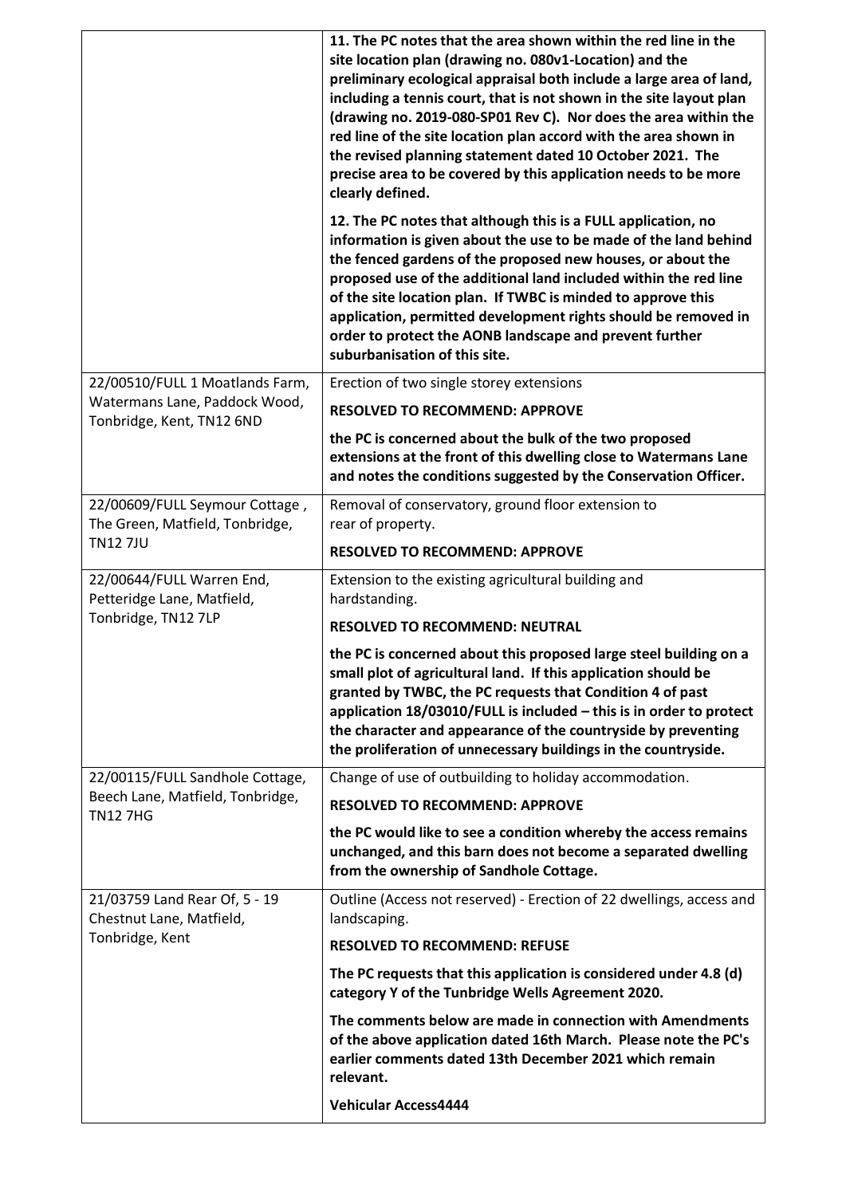| | |
|---|---|
| | **11. The PC notes that the area shown within the red line in the site location plan (drawing no. 080v1-Location) and the preliminary ecological appraisal both include a large area of land, including a tennis court, that is not shown in the site layout plan (drawing no. 2019-080-SP01 Rev C). Nor does the area within the red line of the site location plan accord with the area shown in the revised planning statement dated 10 October 2021. The precise area to be covered by this application needs to be more clearly defined.**<br><br>**12. The PC notes that although this is a FULL application, no information is given about the use to be made of the land behind the fenced gardens of the proposed new houses, or about the proposed use of the additional land included within the red line of the site location plan. If TWBC is minded to approve this application, permitted development rights should be removed in order to protect the AONB landscape and prevent further suburbanisation of this site.** |
| 22/00510/FULL 1 Moatlands Farm, Watermans Lane, Paddock Wood, Tonbridge, Kent, TN12 6ND | Erection of two single storey extensions<br><br>**RESOLVED TO RECOMMEND: APPROVE**<br><br>**the PC is concerned about the bulk of the two proposed extensions at the front of this dwelling close to Watermans Lane and notes the conditions suggested by the Conservation Officer.** |
| 22/00609/FULL Seymour Cottage , The Green, Matfield, Tonbridge, TN12 7JU | Removal of conservatory, ground floor extension to rear of property.<br><br>**RESOLVED TO RECOMMEND: APPROVE** |
| 22/00644/FULL Warren End, Petteridge Lane, Matfield, Tonbridge, TN12 7LP | Extension to the existing agricultural building and hardstanding.<br><br>**RESOLVED TO RECOMMEND: NEUTRAL**<br><br>**the PC is concerned about this proposed large steel building on a small plot of agricultural land. If this application should be granted by TWBC, the PC requests that Condition 4 of past application 18/03010/FULL is included – this is in order to protect the character and appearance of the countryside by preventing the proliferation of unnecessary buildings in the countryside.** |
| 22/00115/FULL Sandhole Cottage, Beech Lane, Matfield, Tonbridge, TN12 7HG | Change of use of outbuilding to holiday accommodation.<br><br>**RESOLVED TO RECOMMEND: APPROVE**<br><br>**the PC would like to see a condition whereby the access remains unchanged, and this barn does not become a separated dwelling from the ownership of Sandhole Cottage.** |
| 21/03759 Land Rear Of, 5 - 19 Chestnut Lane, Matfield, Tonbridge, Kent | Outline (Access not reserved) - Erection of 22 dwellings, access and landscaping.<br><br>**RESOLVED TO RECOMMEND: REFUSE**<br><br>**The PC requests that this application is considered under 4.8 (d) category Y of the Tunbridge Wells Agreement 2020.**<br><br>**The comments below are made in connection with Amendments of the above application dated 16th March. Please note the PC's earlier comments dated 13th December 2021 which remain relevant.**<br><br>**Vehicular Access4444** |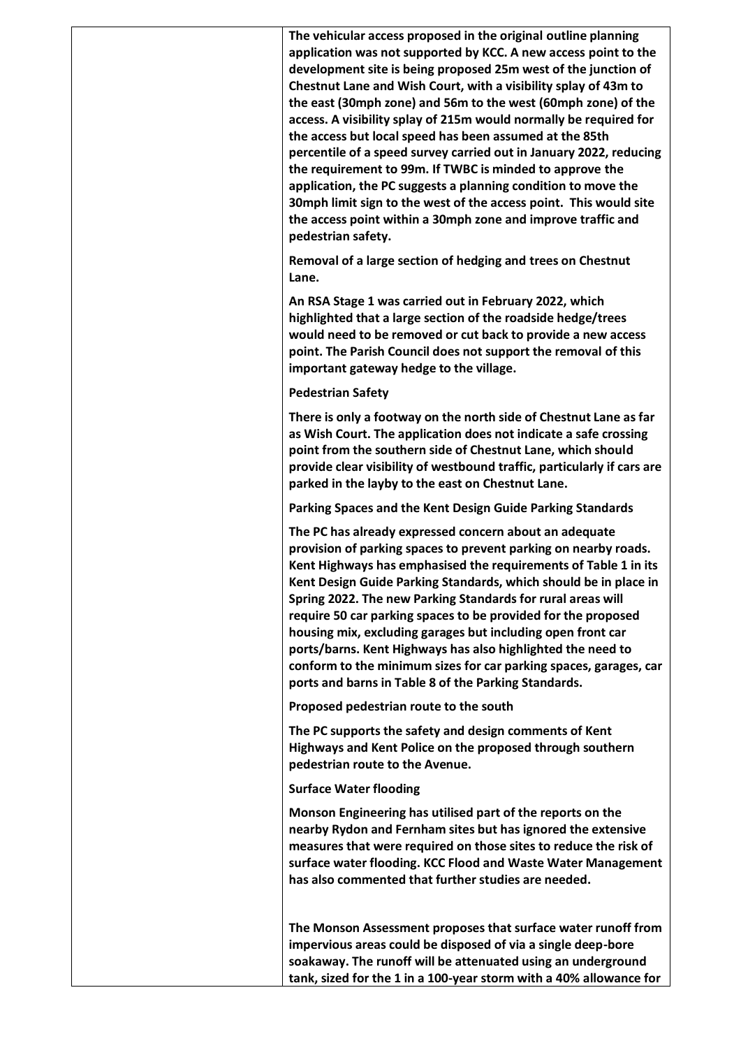| | |
|---|---|
| | **The vehicular access proposed in the original outline planning application was not supported by KCC. A new access point to the development site is being proposed 25m west of the junction of Chestnut Lane and Wish Court, with a visibility splay of 43m to the east (30mph zone) and 56m to the west (60mph zone) of the access. A visibility splay of 215m would normally be required for the access but local speed has been assumed at the 85th percentile of a speed survey carried out in January 2022, reducing the requirement to 99m. If TWBC is minded to approve the application, the PC suggests a planning condition to move the 30mph limit sign to the west of the access point. This would site the access point within a 30mph zone and improve traffic and pedestrian safety.**<br><br>**Removal of a large section of hedging and trees on Chestnut Lane.**<br><br>**An RSA Stage 1 was carried out in February 2022, which highlighted that a large section of the roadside hedge/trees would need to be removed or cut back to provide a new access point. The Parish Council does not support the removal of this important gateway hedge to the village.**<br><br>**Pedestrian Safety**<br><br>**There is only a footway on the north side of Chestnut Lane as far as Wish Court. The application does not indicate a safe crossing point from the southern side of Chestnut Lane, which should provide clear visibility of westbound traffic, particularly if cars are parked in the layby to the east on Chestnut Lane.**<br><br>**Parking Spaces and the Kent Design Guide Parking Standards**<br><br>**The PC has already expressed concern about an adequate provision of parking spaces to prevent parking on nearby roads. Kent Highways has emphasised the requirements of Table 1 in its Kent Design Guide Parking Standards, which should be in place in Spring 2022. The new Parking Standards for rural areas will require 50 car parking spaces to be provided for the proposed housing mix, excluding garages but including open front car ports/barns. Kent Highways has also highlighted the need to conform to the minimum sizes for car parking spaces, garages, car ports and barns in Table 8 of the Parking Standards.**<br><br>**Proposed pedestrian route to the south**<br><br>**The PC supports the safety and design comments of Kent Highways and Kent Police on the proposed through southern pedestrian route to the Avenue.**<br><br>**Surface Water flooding**<br><br>**Monson Engineering has utilised part of the reports on the nearby Rydon and Fernham sites but has ignored the extensive measures that were required on those sites to reduce the risk of surface water flooding. KCC Flood and Waste Water Management has also commented that further studies are needed.**<br><br>**The Monson Assessment proposes that surface water runoff from impervious areas could be disposed of via a single deep-bore soakaway. The runoff will be attenuated using an underground tank, sized for the 1 in a 100-year storm with a 40% allowance for** |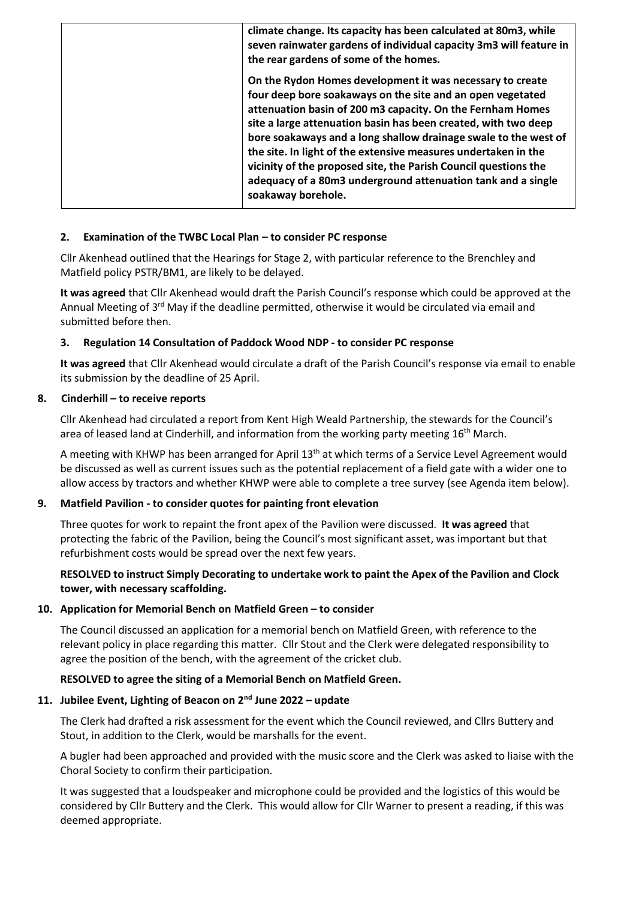| | **climate change. Its capacity has been calculated at 80m3, while seven rainwater gardens of individual capacity 3m3 will feature in the rear gardens of some of the homes.**<br><br>**On the Rydon Homes development it was necessary to create four deep bore soakaways on the site and an open vegetated attenuation basin of 200 m3 capacity. On the Fernham Homes site a large attenuation basin has been created, with two deep bore soakaways and a long shallow drainage swale to the west of the site. In light of the extensive measures undertaken in the vicinity of the proposed site, the Parish Council questions the adequacy of a 80m3 underground attenuation tank and a single soakaway borehole.** |
|---|---|

**2. Examination of the TWBC Local Plan – to consider PC response**

Cllr Akenhead outlined that the Hearings for Stage 2, with particular reference to the Brenchley and Matfield policy PSTR/BM1, are likely to be delayed.

**It was agreed** that Cllr Akenhead would draft the Parish Council's response which could be approved at the Annual Meeting of 3rd May if the deadline permitted, otherwise it would be circulated via email and submitted before then.

**3. Regulation 14 Consultation of Paddock Wood NDP - to consider PC response**

**It was agreed** that Cllr Akenhead would circulate a draft of the Parish Council's response via email to enable its submission by the deadline of 25 April.

**8. Cinderhill – to receive reports**

Cllr Akenhead had circulated a report from Kent High Weald Partnership, the stewards for the Council's area of leased land at Cinderhill, and information from the working party meeting 16th March.

A meeting with KHWP has been arranged for April 13th at which terms of a Service Level Agreement would be discussed as well as current issues such as the potential replacement of a field gate with a wider one to allow access by tractors and whether KHWP were able to complete a tree survey (see Agenda item below).

**9. Matfield Pavilion - to consider quotes for painting front elevation**

Three quotes for work to repaint the front apex of the Pavilion were discussed. **It was agreed** that protecting the fabric of the Pavilion, being the Council's most significant asset, was important but that refurbishment costs would be spread over the next few years.

**RESOLVED to instruct Simply Decorating to undertake work to paint the Apex of the Pavilion and Clock tower, with necessary scaffolding.**

**10. Application for Memorial Bench on Matfield Green – to consider**

The Council discussed an application for a memorial bench on Matfield Green, with reference to the relevant policy in place regarding this matter. Cllr Stout and the Clerk were delegated responsibility to agree the position of the bench, with the agreement of the cricket club.

**RESOLVED to agree the siting of a Memorial Bench on Matfield Green.**

**11. Jubilee Event, Lighting of Beacon on 2nd June 2022 – update**

The Clerk had drafted a risk assessment for the event which the Council reviewed, and Cllrs Buttery and Stout, in addition to the Clerk, would be marshalls for the event.

A bugler had been approached and provided with the music score and the Clerk was asked to liaise with the Choral Society to confirm their participation.

It was suggested that a loudspeaker and microphone could be provided and the logistics of this would be considered by Cllr Buttery and the Clerk. This would allow for Cllr Warner to present a reading, if this was deemed appropriate.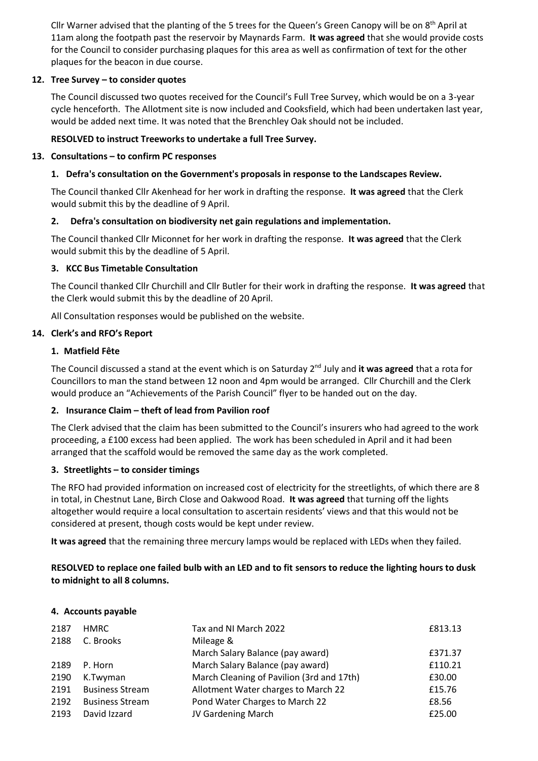Cllr Warner advised that the planting of the 5 trees for the Queen's Green Canopy will be on 8th April at 11am along the footpath past the reservoir by Maynards Farm. **It was agreed** that she would provide costs for the Council to consider purchasing plaques for this area as well as confirmation of text for the other plaques for the beacon in due course.

**12. Tree Survey – to consider quotes**

The Council discussed two quotes received for the Council's Full Tree Survey, which would be on a 3-year cycle henceforth. The Allotment site is now included and Cooksfield, which had been undertaken last year, would be added next time. It was noted that the Brenchley Oak should not be included.

**RESOLVED to instruct Treeworks to undertake a full Tree Survey.**

**13. Consultations – to confirm PC responses**

**1. Defra's consultation on the Government's proposals in response to the Landscapes Review.**

The Council thanked Cllr Akenhead for her work in drafting the response. **It was agreed** that the Clerk would submit this by the deadline of 9 April.

**2. Defra's consultation on biodiversity net gain regulations and implementation.**

The Council thanked Cllr Miconnet for her work in drafting the response. **It was agreed** that the Clerk would submit this by the deadline of 5 April.

**3. KCC Bus Timetable Consultation**

The Council thanked Cllr Churchill and Cllr Butler for their work in drafting the response. **It was agreed** that the Clerk would submit this by the deadline of 20 April.

All Consultation responses would be published on the website.

**14. Clerk's and RFO's Report**

**1. Matfield Fête**

The Council discussed a stand at the event which is on Saturday 2nd July and **it was agreed** that a rota for Councillors to man the stand between 12 noon and 4pm would be arranged. Cllr Churchill and the Clerk would produce an "Achievements of the Parish Council" flyer to be handed out on the day.

**2. Insurance Claim – theft of lead from Pavilion roof**

The Clerk advised that the claim has been submitted to the Council's insurers who had agreed to the work proceeding, a £100 excess had been applied. The work has been scheduled in April and it had been arranged that the scaffold would be removed the same day as the work completed.

**3. Streetlights – to consider timings**

The RFO had provided information on increased cost of electricity for the streetlights, of which there are 8 in total, in Chestnut Lane, Birch Close and Oakwood Road. **It was agreed** that turning off the lights altogether would require a local consultation to ascertain residents' views and that this would not be considered at present, though costs would be kept under review.

**It was agreed** that the remaining three mercury lamps would be replaced with LEDs when they failed.

**RESOLVED to replace one failed bulb with an LED and to fit sensors to reduce the lighting hours to dusk to midnight to all 8 columns.**

**4. Accounts payable**

| | | | |
|---|---|---|---|
| 2187 | HMRC | Tax and NI March 2022 | £813.13 |
| 2188 | C. Brooks | Mileage & March Salary Balance (pay award) | £371.37 |
| 2189 | P. Horn | March Salary Balance (pay award) | £110.21 |
| 2190 | K.Twyman | March Cleaning of Pavilion (3rd and 17th) | £30.00 |
| 2191 | Business Stream | Allotment Water charges to March 22 | £15.76 |
| 2192 | Business Stream | Pond Water Charges to March 22 | £8.56 |
| 2193 | David Izzard | JV Gardening March | £25.00 |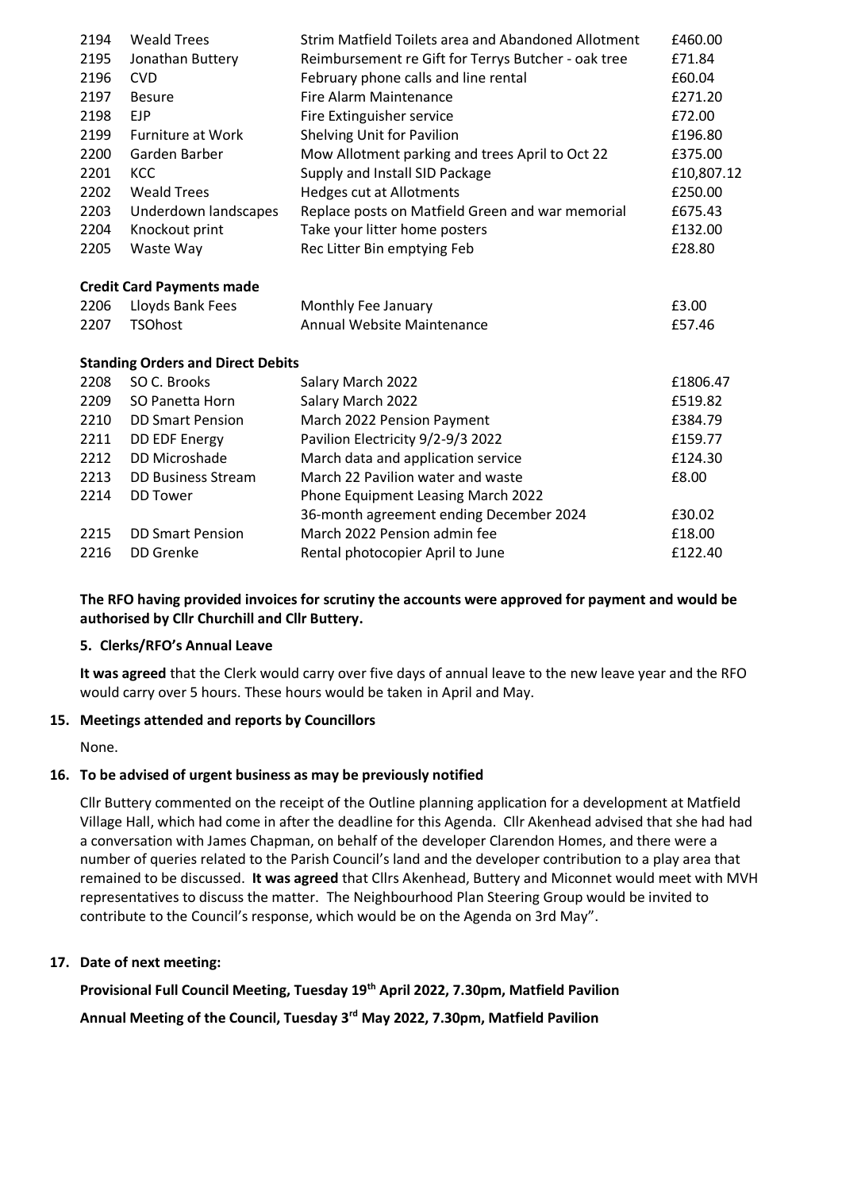| | | | |
|---|---|---|---|
| 2194 | Weald Trees | Strim Matfield Toilets area and Abandoned Allotment | £460.00 |
| 2195 | Jonathan Buttery | Reimbursement re Gift for Terrys Butcher - oak tree | £71.84 |
| 2196 | CVD | February phone calls and line rental | £60.04 |
| 2197 | Besure | Fire Alarm Maintenance | £271.20 |
| 2198 | EJP | Fire Extinguisher service | £72.00 |
| 2199 | Furniture at Work | Shelving Unit for Pavilion | £196.80 |
| 2200 | Garden Barber | Mow Allotment parking and trees April to Oct 22 | £375.00 |
| 2201 | KCC | Supply and Install SID Package | £10,807.12 |
| 2202 | Weald Trees | Hedges cut at Allotments | £250.00 |
| 2203 | Underdown landscapes | Replace posts on Matfield Green and war memorial | £675.43 |
| 2204 | Knockout print | Take your litter home posters | £132.00 |
| 2205 | Waste Way | Rec Litter Bin emptying Feb | £28.80 |

**Credit Card Payments made**

| | | | |
|---|---|---|---|
| 2206 | Lloyds Bank Fees | Monthly Fee January | £3.00 |
| 2207 | TSOhost | Annual Website Maintenance | £57.46 |

**Standing Orders and Direct Debits**

| | | | |
|---|---|---|---|
| 2208 | SO C. Brooks | Salary March 2022 | £1806.47 |
| 2209 | SO Panetta Horn | Salary March 2022 | £519.82 |
| 2210 | DD Smart Pension | March 2022 Pension Payment | £384.79 |
| 2211 | DD EDF Energy | Pavilion Electricity 9/2-9/3 2022 | £159.77 |
| 2212 | DD Microshade | March data and application service | £124.30 |
| 2213 | DD Business Stream | March 22 Pavilion water and waste | £8.00 |
| 2214 | DD Tower | Phone Equipment Leasing March 2022 36-month agreement ending December 2024 | £30.02 |
| 2215 | DD Smart Pension | March 2022 Pension admin fee | £18.00 |
| 2216 | DD Grenke | Rental photocopier April to June | £122.40 |

**The RFO having provided invoices for scrutiny the accounts were approved for payment and would be authorised by Cllr Churchill and Cllr Buttery.**

**5. Clerks/RFO's Annual Leave**

**It was agreed** that the Clerk would carry over five days of annual leave to the new leave year and the RFO would carry over 5 hours. These hours would be taken in April and May.

**15. Meetings attended and reports by Councillors**

None.

**16. To be advised of urgent business as may be previously notified**

Cllr Buttery commented on the receipt of the Outline planning application for a development at Matfield Village Hall, which had come in after the deadline for this Agenda. Cllr Akenhead advised that she had had a conversation with James Chapman, on behalf of the developer Clarendon Homes, and there were a number of queries related to the Parish Council's land and the developer contribution to a play area that remained to be discussed. **It was agreed** that Cllrs Akenhead, Buttery and Miconnet would meet with MVH representatives to discuss the matter. The Neighbourhood Plan Steering Group would be invited to contribute to the Council's response, which would be on the Agenda on 3rd May".

**17. Date of next meeting:**

**Provisional Full Council Meeting, Tuesday 19th April 2022, 7.30pm, Matfield Pavilion**

**Annual Meeting of the Council, Tuesday 3rd May 2022, 7.30pm, Matfield Pavilion**